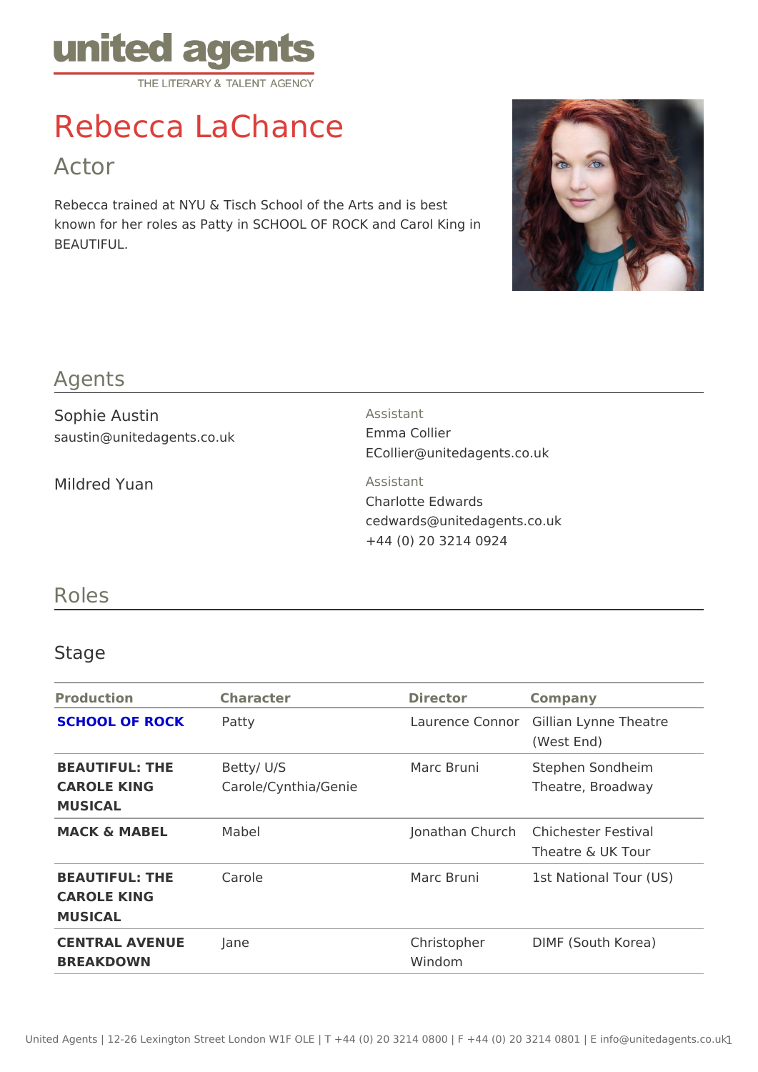united agents
THE LITERARY & TALENT AGENCY

# Rebecca LaChance

## Actor

Rebecca trained at NYU & Tisch School of the Arts and is best known for her roles as Patty in SCHOOL OF ROCK and Carol King in BEAUTIFUL.

## Agents

Sophie Austin
saustin@unitedagents.co.uk

Assistant
Emma Collier
ECollier@unitedagents.co.uk

Mildred Yuan

Assistant
Charlotte Edwards
cedwards@unitedagents.co.uk
+44 (0) 20 3214 0924

## Roles

### Stage

| Production | Character | Director | Company |
|---|---|---|---|
| **SCHOOL OF ROCK** | Patty | Laurence Connor | Gillian Lynne Theatre (West End) |
| **BEAUTIFUL: THE CAROLE KING MUSICAL** | Betty/ U/S Carole/Cynthia/Genie | Marc Bruni | Stephen Sondheim Theatre, Broadway |
| **MACK & MABEL** | Mabel | Jonathan Church | Chichester Festival Theatre & UK Tour |
| **BEAUTIFUL: THE CAROLE KING MUSICAL** | Carole | Marc Bruni | 1st National Tour (US) |
| **CENTRAL AVENUE BREAKDOWN** | Jane | Christopher Windom | DIMF (South Korea) |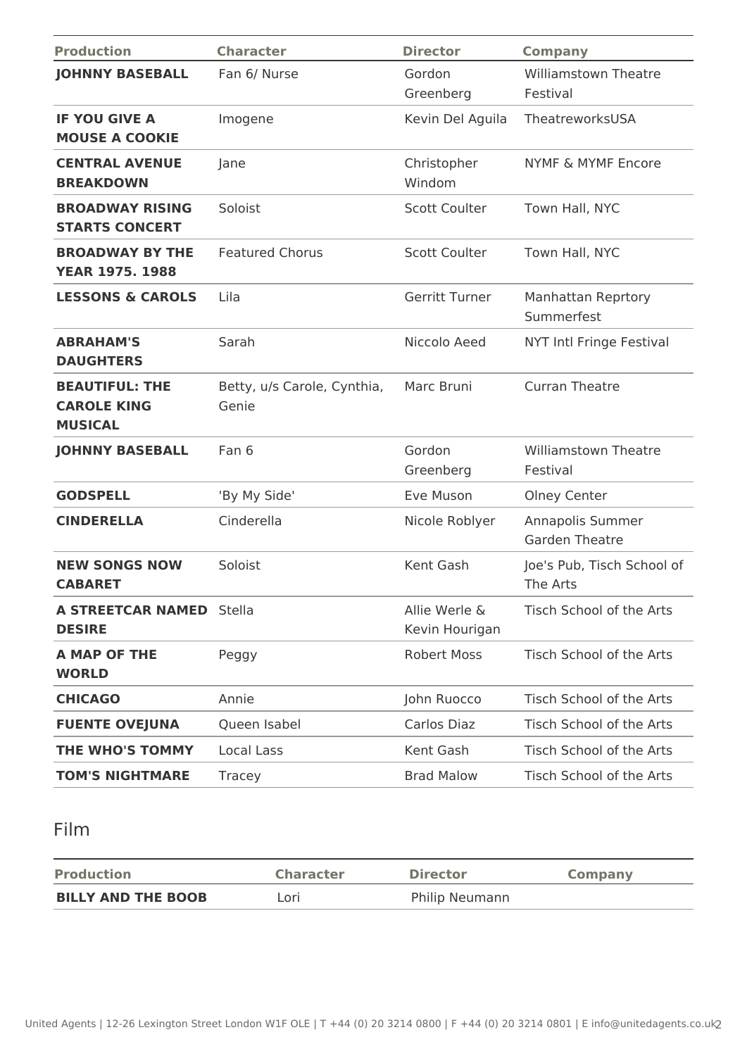| Production | Character | Director | Company |
| --- | --- | --- | --- |
| **JOHNNY BASEBALL** | Fan 6/ Nurse | Gordon Greenberg | Williamstown Theatre Festival |
| **IF YOU GIVE A MOUSE A COOKIE** | Imogene | Kevin Del Aguila | TheatreworksUSA |
| **CENTRAL AVENUE BREAKDOWN** | Jane | Christopher Windom | NYMF & MYMF Encore |
| **BROADWAY RISING STARTS CONCERT** | Soloist | Scott Coulter | Town Hall, NYC |
| **BROADWAY BY THE YEAR 1975. 1988** | Featured Chorus | Scott Coulter | Town Hall, NYC |
| **LESSONS & CAROLS** | Lila | Gerritt Turner | Manhattan Reprtory Summerfest |
| **ABRAHAM'S DAUGHTERS** | Sarah | Niccolo Aeed | NYT Intl Fringe Festival |
| **BEAUTIFUL: THE CAROLE KING MUSICAL** | Betty, u/s Carole, Cynthia, Genie | Marc Bruni | Curran Theatre |
| **JOHNNY BASEBALL** | Fan 6 | Gordon Greenberg | Williamstown Theatre Festival |
| **GODSPELL** | 'By My Side' | Eve Muson | Olney Center |
| **CINDERELLA** | Cinderella | Nicole Roblyer | Annapolis Summer Garden Theatre |
| **NEW SONGS NOW CABARET** | Soloist | Kent Gash | Joe's Pub, Tisch School of The Arts |
| **A STREETCAR NAMED DESIRE** | Stella | Allie Werle & Kevin Hourigan | Tisch School of the Arts |
| **A MAP OF THE WORLD** | Peggy | Robert Moss | Tisch School of the Arts |
| **CHICAGO** | Annie | John Ruocco | Tisch School of the Arts |
| **FUENTE OVEJUNA** | Queen Isabel | Carlos Diaz | Tisch School of the Arts |
| **THE WHO'S TOMMY** | Local Lass | Kent Gash | Tisch School of the Arts |
| **TOM'S NIGHTMARE** | Tracey | Brad Malow | Tisch School of the Arts |

## Film

| Production | Character | Director | Company |
| --- | --- | --- | --- |
| **BILLY AND THE BOOB** | Lori | Philip Neumann | |